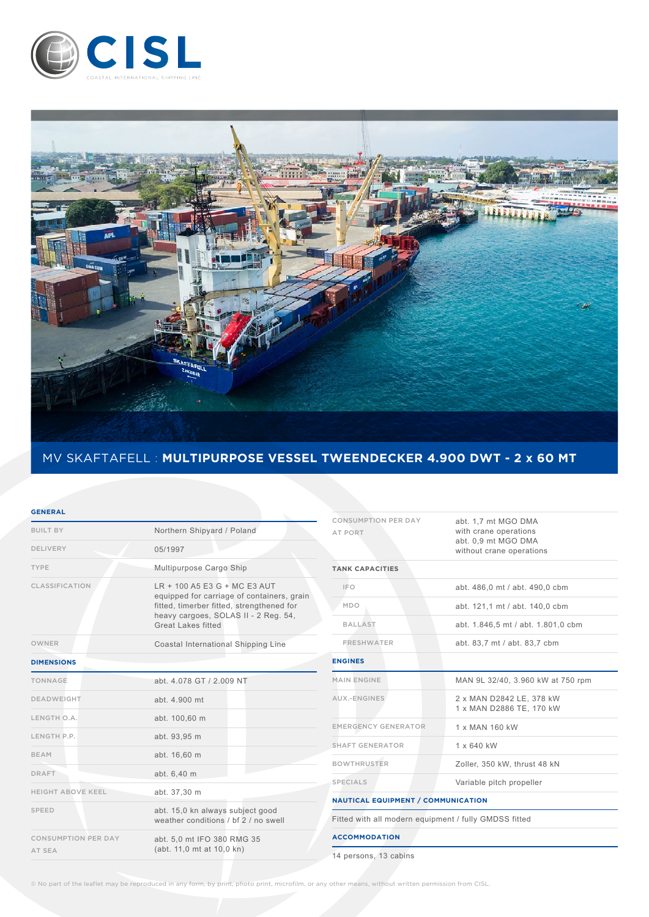CISL

COASTAL INTERNATIONAL SHIPPING LINE

# MV SKAFTAFELL : **MULTIPURPOSE VESSEL TWEENDECKER 4.900 DWT - 2 x 60 MT**

## GENERAL

| | |
|---|---|
| BUILT BY | Northern Shipyard / Poland |
| DELIVERY | 05/1997 |
| TYPE | Multipurpose Cargo Ship |
| CLASSIFICATION | LR + 100 A5 E3 G + MC E3 AUT equipped for carriage of containers, grain fitted, timberer fitted, strengthened for heavy cargoes, SOLAS II - 2 Reg. 54, Great Lakes fitted |
| OWNER | Coastal International Shipping Line |

## DIMENSIONS

| | |
|---|---|
| TONNAGE | abt. 4.078 GT / 2.009 NT |
| DEADWEIGHT | abt. 4.900 mt |
| LENGTH O.A. | abt. 100,60 m |
| LENGTH P.P. | abt. 93,95 m |
| BEAM | abt. 16,60 m |
| DRAFT | abt. 6,40 m |
| HEIGHT ABOVE KEEL | abt. 37,30 m |
| SPEED | abt. 15,0 kn always subject good weather conditions / bf 2 / no swell |
| CONSUMPTION PER DAY AT SEA | abt. 5,0 mt IFO 380 RMG 35 (abt. 11,0 mt at 10,0 kn) |
| CONSUMPTION PER DAY AT PORT | abt. 1,7 mt MGO DMA with crane operations<br>abt. 0,9 mt MGO DMA without crane operations |

## TANK CAPACITIES

| | |
|---|---|
| IFO | abt. 486,0 mt / abt. 490,0 cbm |
| MDO | abt. 121,1 mt / abt. 140,0 cbm |
| BALLAST | abt. 1.846,5 mt / abt. 1.801,0 cbm |
| FRESHWATER | abt. 83,7 mt / abt. 83,7 cbm |

## ENGINES

| | |
|---|---|
| MAIN ENGINE | MAN 9L 32/40, 3.960 kW at 750 rpm |
| AUX.-ENGINES | 2 x MAN D2842 LE, 378 kW<br>1 x MAN D2886 TE, 170 kW |
| EMERGENCY GENERATOR | 1 x MAN 160 kW |
| SHAFT GENERATOR | 1 x 640 kW |
| BOWTHRUSTER | Zoller, 350 kW, thrust 48 kN |
| SPECIALS | Variable pitch propeller |

## NAUTICAL EQUIPMENT / COMMUNICATION

Fitted with all modern equipment / fully GMDSS fitted

## ACCOMMODATION

14 persons, 13 cabins

© No part of the leaflet may be reproduced in any form, by print, photo print, microfilm, or any other means, without written permission from CISL.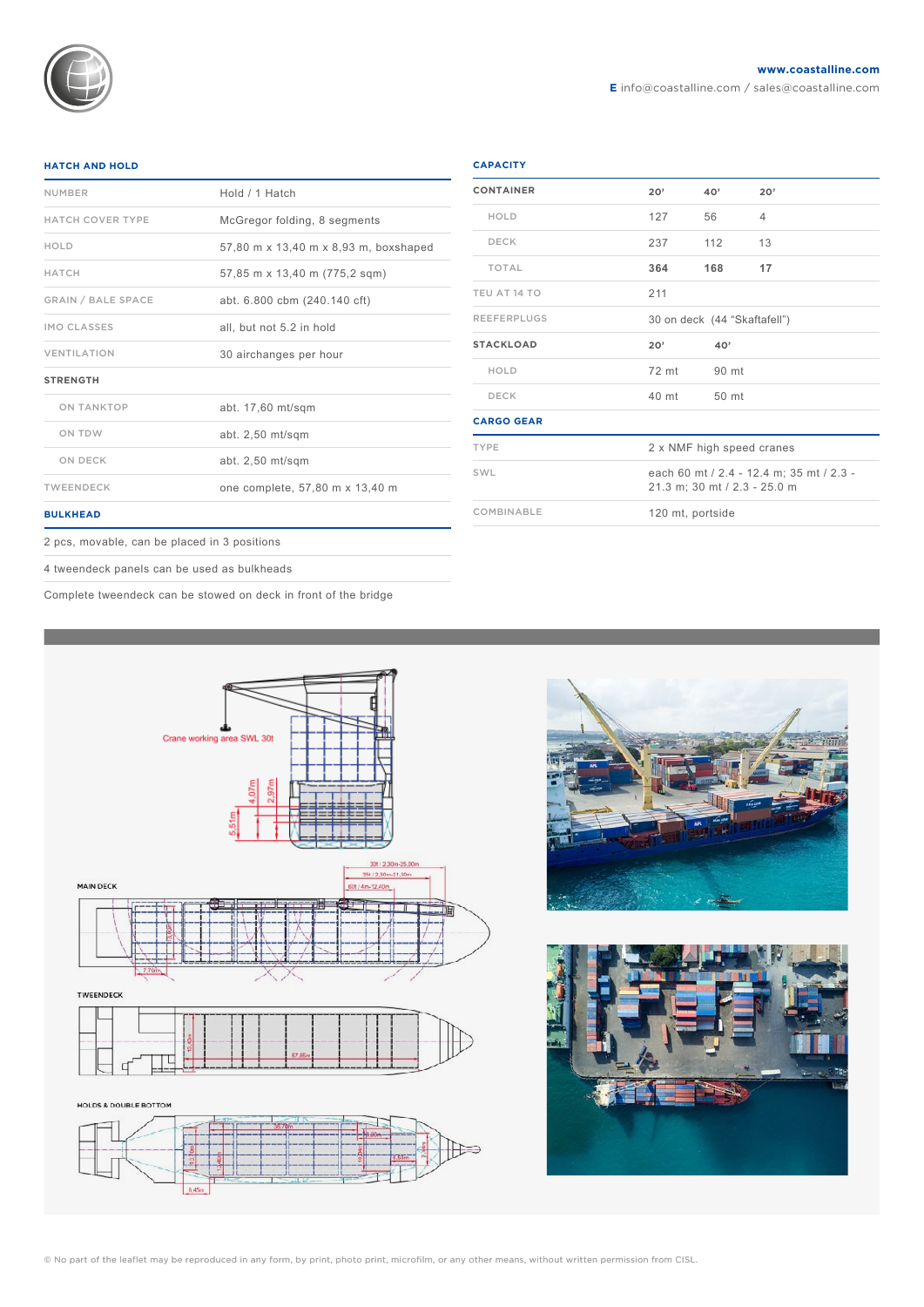www.coastalline.com

E info@coastalline.com / sales@coastalline.com

## HATCH AND HOLD

| | |
|---|---|
| NUMBER | Hold / 1 Hatch |
| HATCH COVER TYPE | McGregor folding, 8 segments |
| HOLD | 57,80 m x 13,40 m x 8,93 m, boxshaped |
| HATCH | 57,85 m x 13,40 m (775,2 sqm) |
| GRAIN / BALE SPACE | abt. 6.800 cbm (240.140 cft) |
| IMO CLASSES | all, but not 5.2 in hold |
| VENTILATION | 30 airchanges per hour |
| **STRENGTH** | |
| ON TANKTOP | abt. 17,60 mt/sqm |
| ON TDW | abt. 2,50 mt/sqm |
| ON DECK | abt. 2,50 mt/sqm |
| TWEENDECK | one complete, 57,80 m x 13,40 m |

## BULKHEAD

2 pcs, movable, can be placed in 3 positions

4 tweendeck panels can be used as bulkheads

Complete tweendeck can be stowed on deck in front of the bridge

## CAPACITY

| | | | |
|---|---|---|---|
| **CONTAINER** | **20'** | **40'** | **20'** |
| HOLD | 127 | 56 | 4 |
| DECK | 237 | 112 | 13 |
| TOTAL | **364** | **168** | **17** |
| TEU AT 14 TO | 211 | | |
| REEFERPLUGS | 30 on deck (44 "Skaftafell") | | |
| **STACKLOAD** | **20'** | **40'** | |
| HOLD | 72 mt | 90 mt | |
| DECK | 40 mt | 50 mt | |

## CARGO GEAR

| | |
|---|---|
| TYPE | 2 x NMF high speed cranes |
| SWL | each 60 mt / 2.4 - 12.4 m; 35 mt / 2.3 - 21.3 m; 30 mt / 2.3 - 25.0 m |
| COMBINABLE | 120 mt, portside |

Crane working area SWL 30t

MAIN DECK

TWEENDECK

HOLDS & DOUBLE BOTTOM

© No part of the leaflet may be reproduced in any form, by print, photo print, microfilm, or any other means, without written permission from CISL.